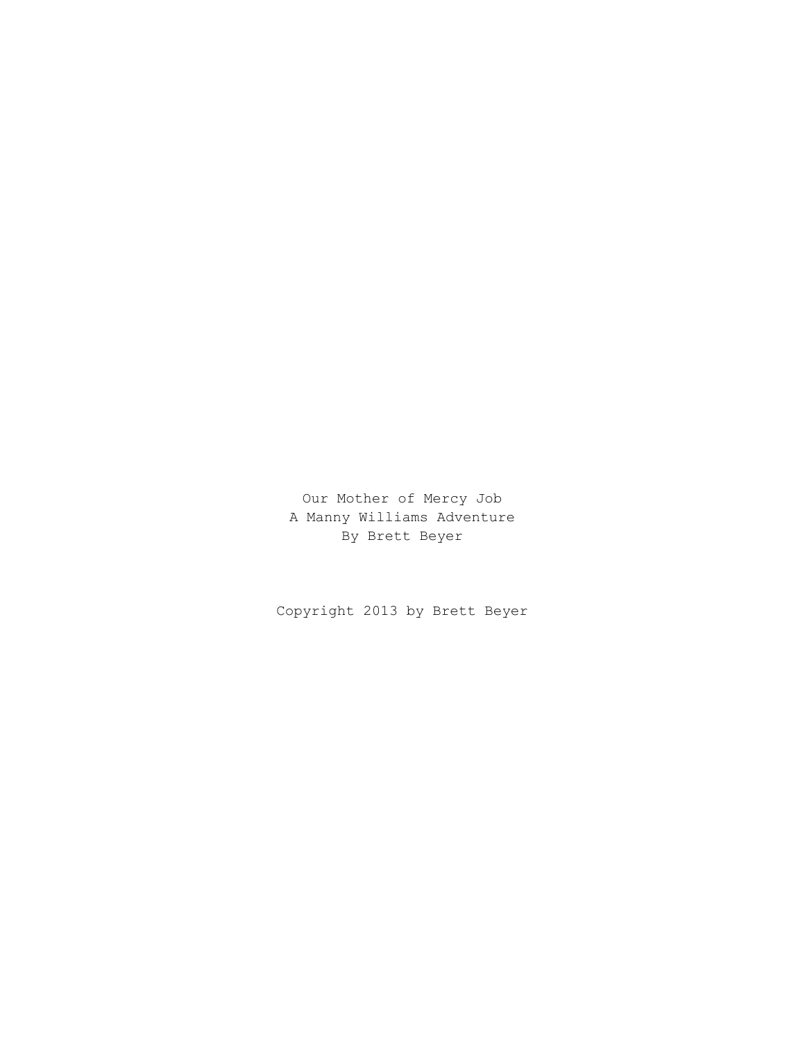# Our Mother of Mercy Job

A Manny Williams Adventure

By Brett Beyer

Copyright 2013 by Brett Beyer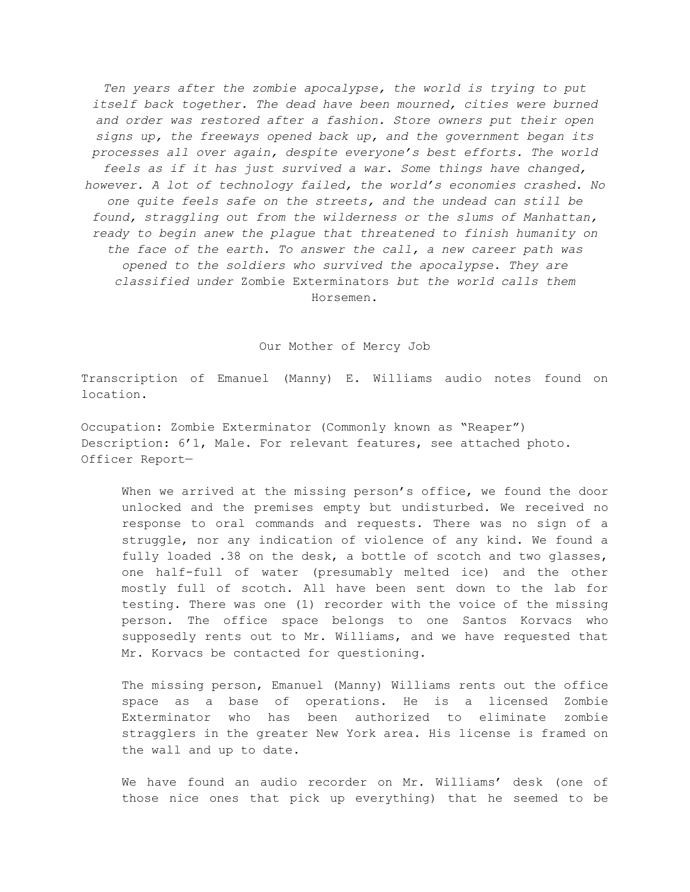*Ten years after the zombie apocalypse, the world is trying to put itself back together. The dead have been mourned, cities were burned and order was restored after a fashion. Store owners put their open signs up, the freeways opened back up, and the government began its processes all over again, despite everyone's best efforts. The world feels as if it has just survived a war. Some things have changed, however. A lot of technology failed, the world's economies crashed. No one quite feels safe on the streets, and the undead can still be found, straggling out from the wilderness or the slums of Manhattan, ready to begin anew the plague that threatened to finish humanity on the face of the earth. To answer the call, a new career path was opened to the soldiers who survived the apocalypse. They are classified under* Zombie Exterminators *but the world calls them* Horsemen.

## Our Mother of Mercy Job

Transcription of Emanuel (Manny) E. Williams audio notes found on location.

Occupation: Zombie Exterminator (Commonly known as "Reaper")
Description: 6'1, Male. For relevant features, see attached photo.
Officer Report—

> When we arrived at the missing person's office, we found the door unlocked and the premises empty but undisturbed. We received no response to oral commands and requests. There was no sign of a struggle, nor any indication of violence of any kind. We found a fully loaded .38 on the desk, a bottle of scotch and two glasses, one half-full of water (presumably melted ice) and the other mostly full of scotch. All have been sent down to the lab for testing. There was one (1) recorder with the voice of the missing person. The office space belongs to one Santos Korvacs who supposedly rents out to Mr. Williams, and we have requested that Mr. Korvacs be contacted for questioning.
>
> The missing person, Emanuel (Manny) Williams rents out the office space as a base of operations. He is a licensed Zombie Exterminator who has been authorized to eliminate zombie stragglers in the greater New York area. His license is framed on the wall and up to date.
>
> We have found an audio recorder on Mr. Williams' desk (one of those nice ones that pick up everything) that he seemed to be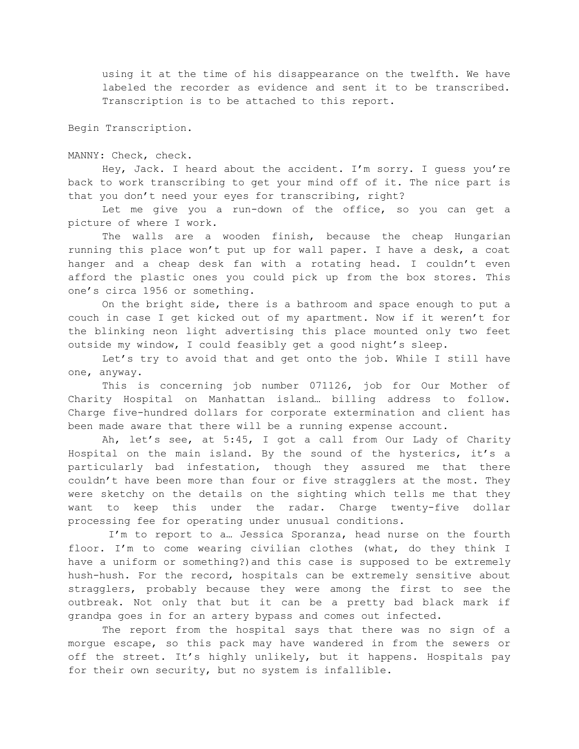using it at the time of his disappearance on the twelfth. We have labeled the recorder as evidence and sent it to be transcribed. Transcription is to be attached to this report.

Begin Transcription.

MANNY: Check, check.

Hey, Jack. I heard about the accident. I'm sorry. I guess you're back to work transcribing to get your mind off of it. The nice part is that you don't need your eyes for transcribing, right?

Let me give you a run-down of the office, so you can get a picture of where I work.

The walls are a wooden finish, because the cheap Hungarian running this place won't put up for wall paper. I have a desk, a coat hanger and a cheap desk fan with a rotating head. I couldn't even afford the plastic ones you could pick up from the box stores. This one's circa 1956 or something.

On the bright side, there is a bathroom and space enough to put a couch in case I get kicked out of my apartment. Now if it weren't for the blinking neon light advertising this place mounted only two feet outside my window, I could feasibly get a good night's sleep.

Let's try to avoid that and get onto the job. While I still have one, anyway.

This is concerning job number 071126, job for Our Mother of Charity Hospital on Manhattan island… billing address to follow. Charge five-hundred dollars for corporate extermination and client has been made aware that there will be a running expense account.

Ah, let's see, at 5:45, I got a call from Our Lady of Charity Hospital on the main island. By the sound of the hysterics, it's a particularly bad infestation, though they assured me that there couldn't have been more than four or five stragglers at the most. They were sketchy on the details on the sighting which tells me that they want to keep this under the radar. Charge twenty-five dollar processing fee for operating under unusual conditions.

I'm to report to a… Jessica Sporanza, head nurse on the fourth floor. I'm to come wearing civilian clothes (what, do they think I have a uniform or something?)and this case is supposed to be extremely hush-hush. For the record, hospitals can be extremely sensitive about stragglers, probably because they were among the first to see the outbreak. Not only that but it can be a pretty bad black mark if grandpa goes in for an artery bypass and comes out infected.

The report from the hospital says that there was no sign of a morgue escape, so this pack may have wandered in from the sewers or off the street. It's highly unlikely, but it happens. Hospitals pay for their own security, but no system is infallible.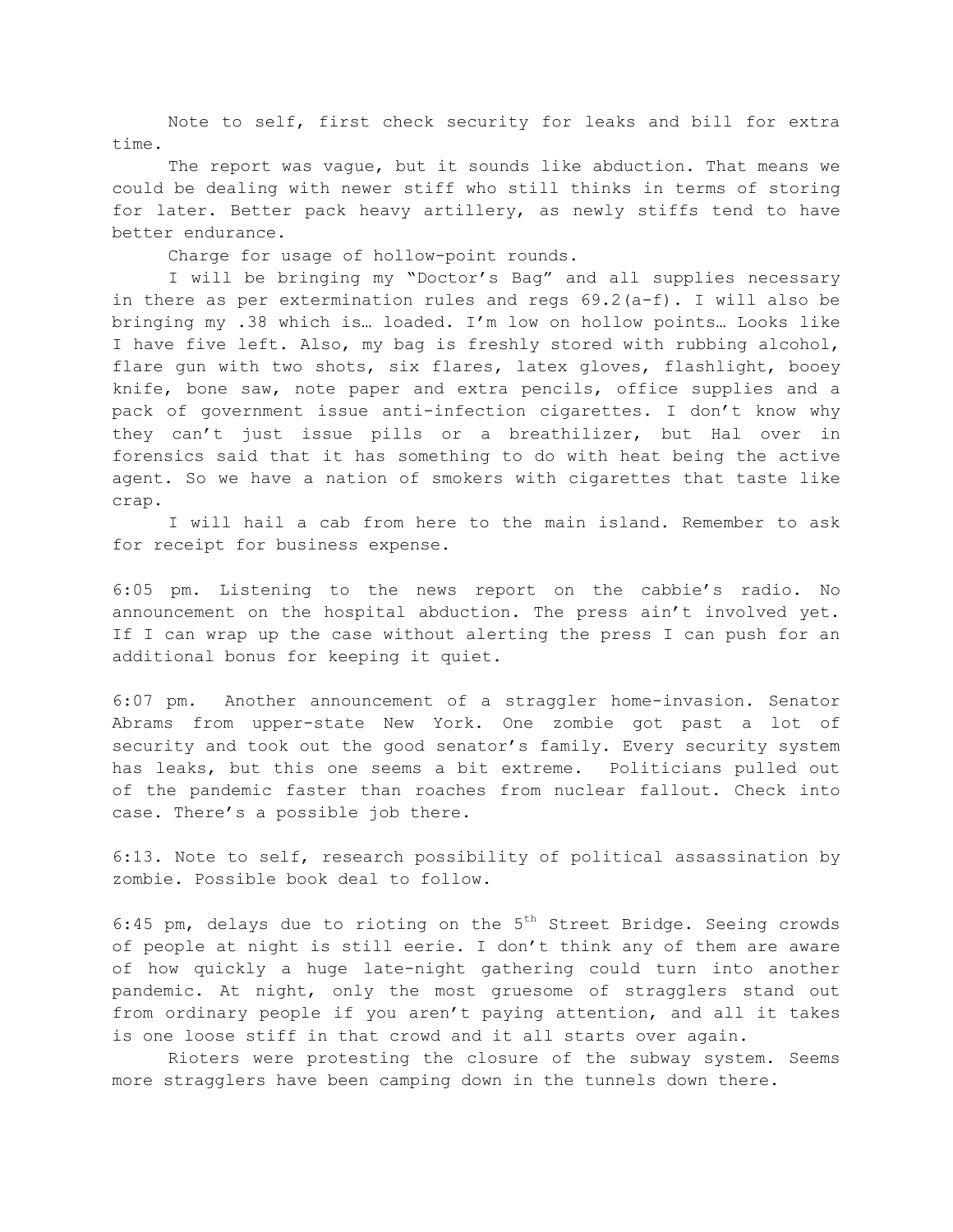Note to self, first check security for leaks and bill for extra time.

The report was vague, but it sounds like abduction. That means we could be dealing with newer stiff who still thinks in terms of storing for later. Better pack heavy artillery, as newly stiffs tend to have better endurance.

Charge for usage of hollow-point rounds.

I will be bringing my “Doctor’s Bag” and all supplies necessary in there as per extermination rules and regs 69.2(a-f). I will also be bringing my .38 which is… loaded. I’m low on hollow points… Looks like I have five left. Also, my bag is freshly stored with rubbing alcohol, flare gun with two shots, six flares, latex gloves, flashlight, booey knife, bone saw, note paper and extra pencils, office supplies and a pack of government issue anti-infection cigarettes. I don’t know why they can’t just issue pills or a breathilizer, but Hal over in forensics said that it has something to do with heat being the active agent. So we have a nation of smokers with cigarettes that taste like crap.

I will hail a cab from here to the main island. Remember to ask for receipt for business expense.

6:05 pm. Listening to the news report on the cabbie’s radio. No announcement on the hospital abduction. The press ain’t involved yet. If I can wrap up the case without alerting the press I can push for an additional bonus for keeping it quiet.

6:07 pm. Another announcement of a straggler home-invasion. Senator Abrams from upper-state New York. One zombie got past a lot of security and took out the good senator’s family. Every security system has leaks, but this one seems a bit extreme. Politicians pulled out of the pandemic faster than roaches from nuclear fallout. Check into case. There’s a possible job there.

6:13. Note to self, research possibility of political assassination by zombie. Possible book deal to follow.

6:45 pm, delays due to rioting on the 5th Street Bridge. Seeing crowds of people at night is still eerie. I don’t think any of them are aware of how quickly a huge late-night gathering could turn into another pandemic. At night, only the most gruesome of stragglers stand out from ordinary people if you aren’t paying attention, and all it takes is one loose stiff in that crowd and it all starts over again.

Rioters were protesting the closure of the subway system. Seems more stragglers have been camping down in the tunnels down there.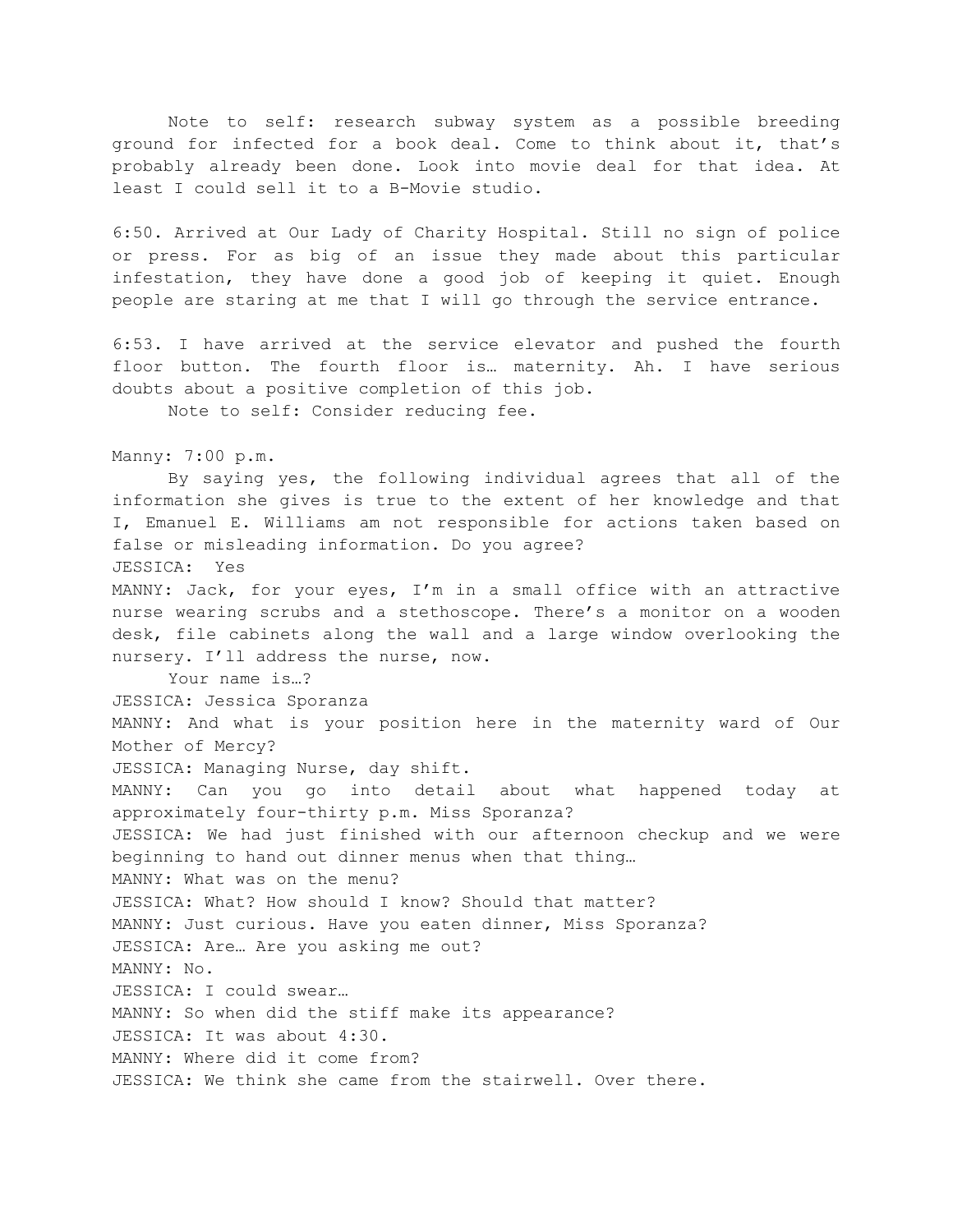Note to self: research subway system as a possible breeding ground for infected for a book deal. Come to think about it, that's probably already been done. Look into movie deal for that idea. At least I could sell it to a B-Movie studio.

6:50. Arrived at Our Lady of Charity Hospital. Still no sign of police or press. For as big of an issue they made about this particular infestation, they have done a good job of keeping it quiet. Enough people are staring at me that I will go through the service entrance.

6:53. I have arrived at the service elevator and pushed the fourth floor button. The fourth floor is… maternity. Ah. I have serious doubts about a positive completion of this job.

Note to self: Consider reducing fee.

Manny: 7:00 p.m.

By saying yes, the following individual agrees that all of the information she gives is true to the extent of her knowledge and that I, Emanuel E. Williams am not responsible for actions taken based on false or misleading information. Do you agree?

JESSICA: Yes

MANNY: Jack, for your eyes, I'm in a small office with an attractive nurse wearing scrubs and a stethoscope. There's a monitor on a wooden desk, file cabinets along the wall and a large window overlooking the nursery. I'll address the nurse, now.

Your name is…?

JESSICA: Jessica Sporanza

MANNY: And what is your position here in the maternity ward of Our Mother of Mercy?

JESSICA: Managing Nurse, day shift.

MANNY: Can you go into detail about what happened today at approximately four-thirty p.m. Miss Sporanza?

JESSICA: We had just finished with our afternoon checkup and we were beginning to hand out dinner menus when that thing…

MANNY: What was on the menu?

JESSICA: What? How should I know? Should that matter?

MANNY: Just curious. Have you eaten dinner, Miss Sporanza?

JESSICA: Are… Are you asking me out?

MANNY: No.

JESSICA: I could swear…

MANNY: So when did the stiff make its appearance?

JESSICA: It was about 4:30.

MANNY: Where did it come from?

JESSICA: We think she came from the stairwell. Over there.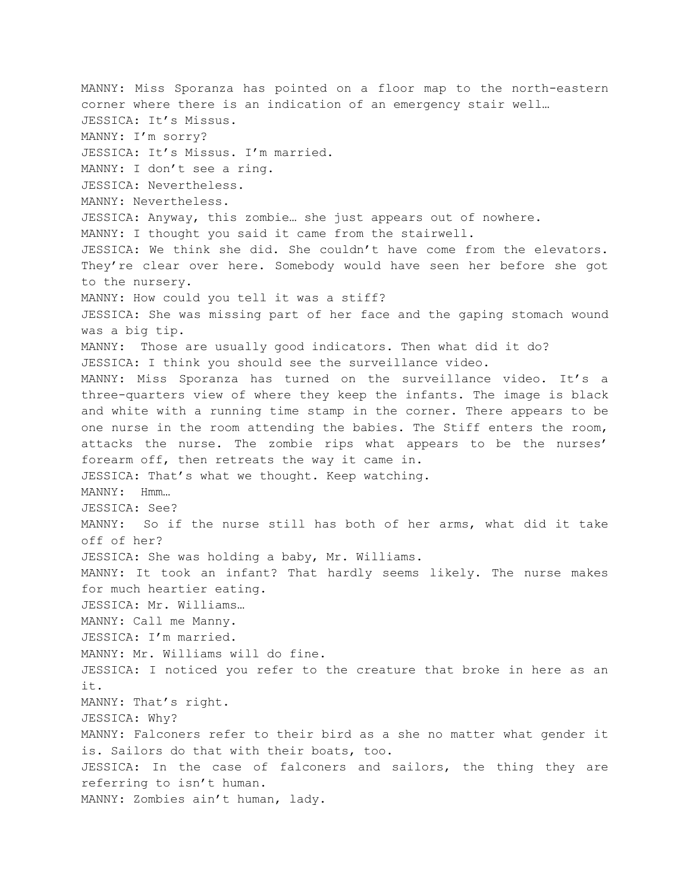MANNY: Miss Sporanza has pointed on a floor map to the north-eastern corner where there is an indication of an emergency stair well…

JESSICA: It's Missus.

MANNY: I'm sorry?

JESSICA: It's Missus. I'm married.

MANNY: I don't see a ring.

JESSICA: Nevertheless.

MANNY: Nevertheless.

JESSICA: Anyway, this zombie… she just appears out of nowhere.

MANNY: I thought you said it came from the stairwell.

JESSICA: We think she did. She couldn't have come from the elevators. They're clear over here. Somebody would have seen her before she got to the nursery.

MANNY: How could you tell it was a stiff?

JESSICA: She was missing part of her face and the gaping stomach wound was a big tip.

MANNY: Those are usually good indicators. Then what did it do?

JESSICA: I think you should see the surveillance video.

MANNY: Miss Sporanza has turned on the surveillance video. It's a three-quarters view of where they keep the infants. The image is black and white with a running time stamp in the corner. There appears to be one nurse in the room attending the babies. The Stiff enters the room, attacks the nurse. The zombie rips what appears to be the nurses' forearm off, then retreats the way it came in.

JESSICA: That's what we thought. Keep watching.

MANNY: Hmm…

JESSICA: See?

MANNY: So if the nurse still has both of her arms, what did it take off of her?

JESSICA: She was holding a baby, Mr. Williams.

MANNY: It took an infant? That hardly seems likely. The nurse makes for much heartier eating.

JESSICA: Mr. Williams…

MANNY: Call me Manny.

JESSICA: I'm married.

MANNY: Mr. Williams will do fine.

JESSICA: I noticed you refer to the creature that broke in here as an it.

MANNY: That's right.

JESSICA: Why?

MANNY: Falconers refer to their bird as a she no matter what gender it is. Sailors do that with their boats, too.

JESSICA: In the case of falconers and sailors, the thing they are referring to isn't human.

MANNY: Zombies ain't human, lady.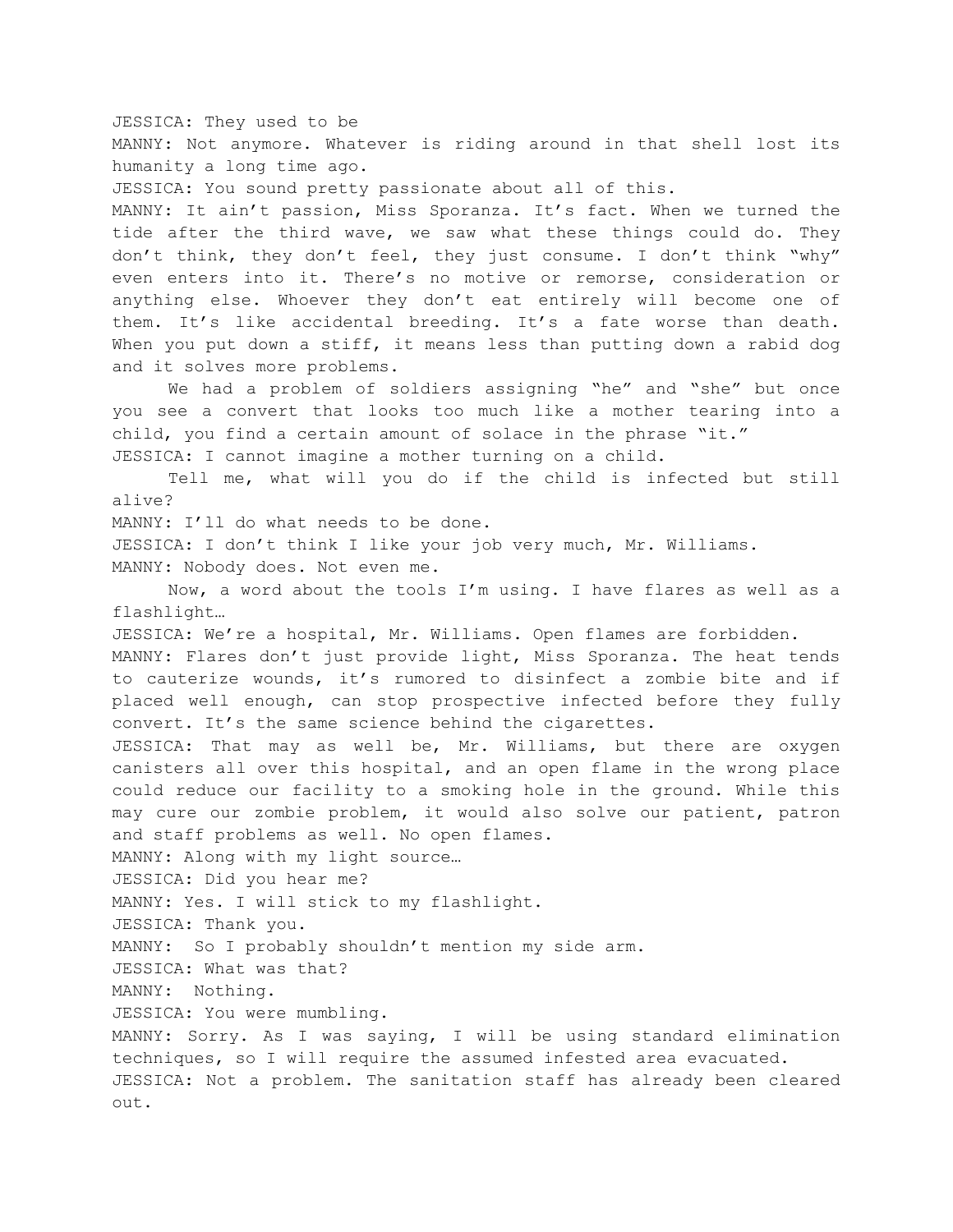JESSICA: They used to be

MANNY: Not anymore. Whatever is riding around in that shell lost its humanity a long time ago.

JESSICA: You sound pretty passionate about all of this.

MANNY: It ain't passion, Miss Sporanza. It's fact. When we turned the tide after the third wave, we saw what these things could do. They don't think, they don't feel, they just consume. I don't think "why" even enters into it. There's no motive or remorse, consideration or anything else. Whoever they don't eat entirely will become one of them. It's like accidental breeding. It's a fate worse than death. When you put down a stiff, it means less than putting down a rabid dog and it solves more problems.

We had a problem of soldiers assigning "he" and "she" but once you see a convert that looks too much like a mother tearing into a child, you find a certain amount of solace in the phrase "it."

JESSICA: I cannot imagine a mother turning on a child.

Tell me, what will you do if the child is infected but still alive?

MANNY: I'll do what needs to be done.

JESSICA: I don't think I like your job very much, Mr. Williams.

MANNY: Nobody does. Not even me.

Now, a word about the tools I'm using. I have flares as well as a flashlight…

JESSICA: We're a hospital, Mr. Williams. Open flames are forbidden.

MANNY: Flares don't just provide light, Miss Sporanza. The heat tends to cauterize wounds, it's rumored to disinfect a zombie bite and if placed well enough, can stop prospective infected before they fully convert. It's the same science behind the cigarettes.

JESSICA: That may as well be, Mr. Williams, but there are oxygen canisters all over this hospital, and an open flame in the wrong place could reduce our facility to a smoking hole in the ground. While this may cure our zombie problem, it would also solve our patient, patron and staff problems as well. No open flames.

MANNY: Along with my light source…

JESSICA: Did you hear me?

MANNY: Yes. I will stick to my flashlight.

JESSICA: Thank you.

MANNY: So I probably shouldn't mention my side arm.

JESSICA: What was that?

MANNY: Nothing.

JESSICA: You were mumbling.

MANNY: Sorry. As I was saying, I will be using standard elimination techniques, so I will require the assumed infested area evacuated.

JESSICA: Not a problem. The sanitation staff has already been cleared out.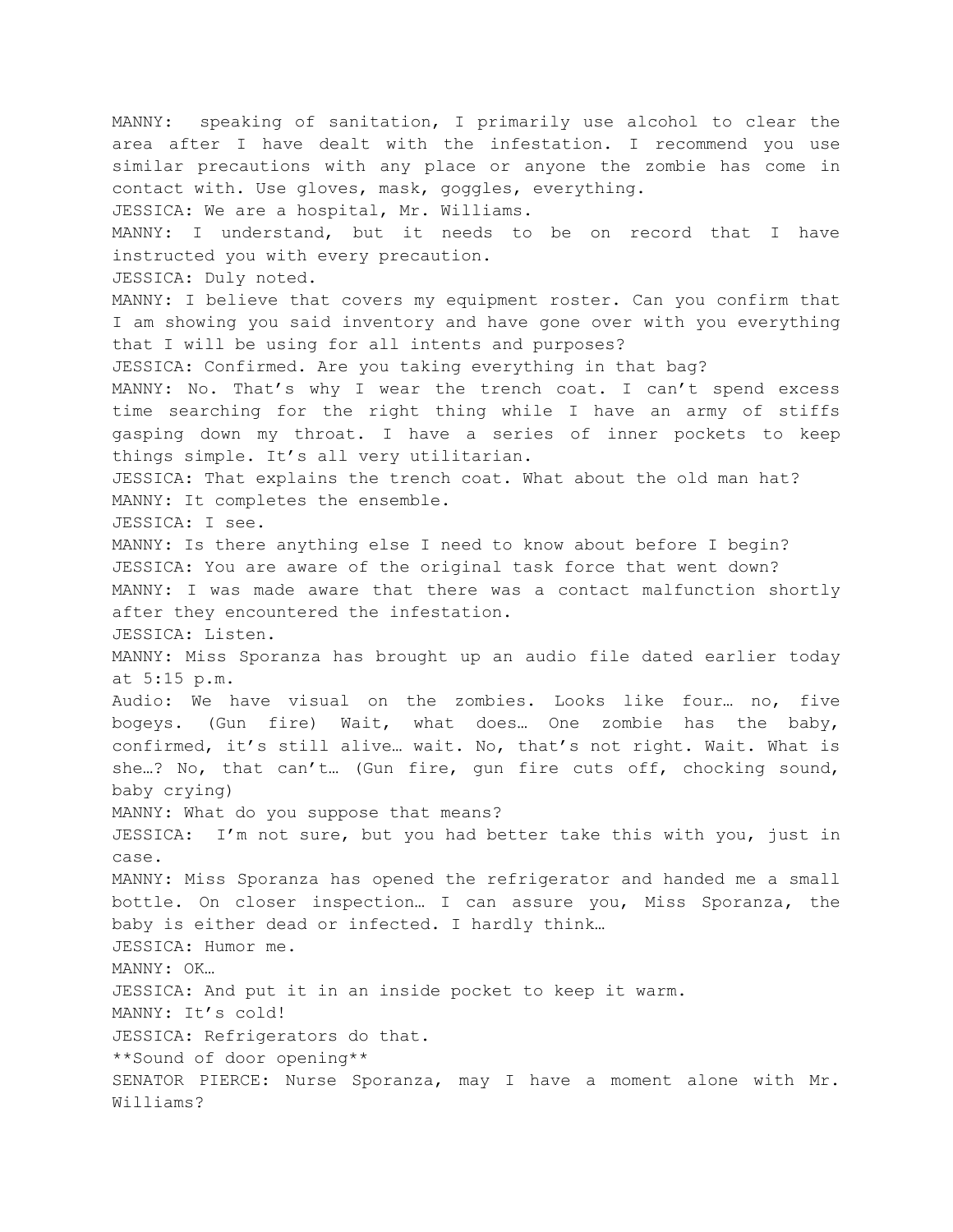MANNY: speaking of sanitation, I primarily use alcohol to clear the area after I have dealt with the infestation. I recommend you use similar precautions with any place or anyone the zombie has come in contact with. Use gloves, mask, goggles, everything.

JESSICA: We are a hospital, Mr. Williams.

MANNY: I understand, but it needs to be on record that I have instructed you with every precaution.

JESSICA: Duly noted.

MANNY: I believe that covers my equipment roster. Can you confirm that I am showing you said inventory and have gone over with you everything that I will be using for all intents and purposes?

JESSICA: Confirmed. Are you taking everything in that bag?

MANNY: No. That's why I wear the trench coat. I can't spend excess time searching for the right thing while I have an army of stiffs gasping down my throat. I have a series of inner pockets to keep things simple. It's all very utilitarian.

JESSICA: That explains the trench coat. What about the old man hat?

MANNY: It completes the ensemble.

JESSICA: I see.

MANNY: Is there anything else I need to know about before I begin?

JESSICA: You are aware of the original task force that went down?

MANNY: I was made aware that there was a contact malfunction shortly after they encountered the infestation.

JESSICA: Listen.

MANNY: Miss Sporanza has brought up an audio file dated earlier today at 5:15 p.m.

Audio: We have visual on the zombies. Looks like four… no, five bogeys. (Gun fire) Wait, what does… One zombie has the baby, confirmed, it's still alive… wait. No, that's not right. Wait. What is she…? No, that can't… (Gun fire, gun fire cuts off, chocking sound, baby crying)

MANNY: What do you suppose that means?

JESSICA: I'm not sure, but you had better take this with you, just in case.

MANNY: Miss Sporanza has opened the refrigerator and handed me a small bottle. On closer inspection… I can assure you, Miss Sporanza, the baby is either dead or infected. I hardly think…

JESSICA: Humor me.

MANNY: OK…

JESSICA: And put it in an inside pocket to keep it warm.

MANNY: It's cold!

JESSICA: Refrigerators do that.

**Sound of door opening**

SENATOR PIERCE: Nurse Sporanza, may I have a moment alone with Mr. Williams?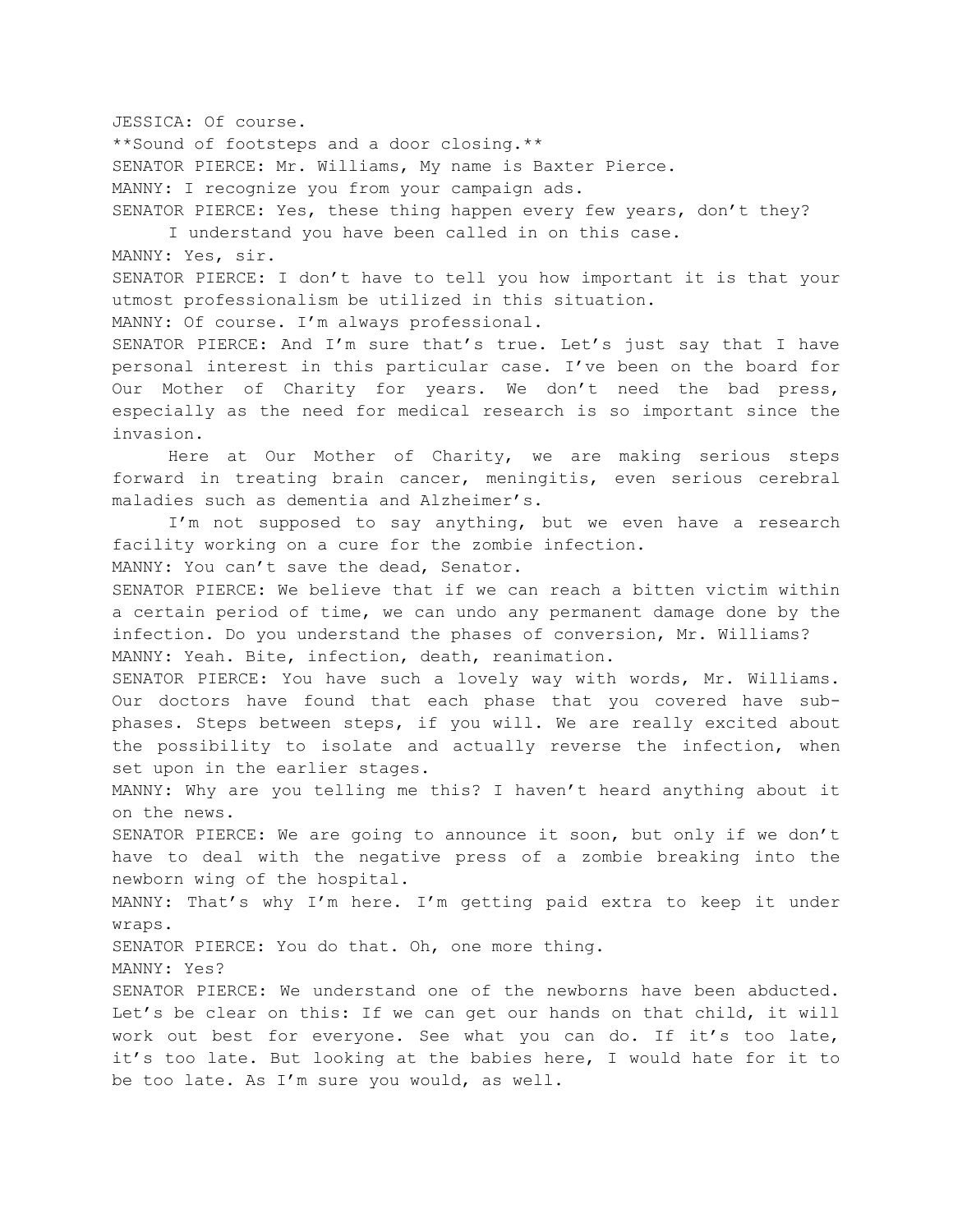JESSICA: Of course.

**Sound of footsteps and a door closing.**

SENATOR PIERCE: Mr. Williams, My name is Baxter Pierce.

MANNY: I recognize you from your campaign ads.

SENATOR PIERCE: Yes, these thing happen every few years, don't they? I understand you have been called in on this case.

MANNY: Yes, sir.

SENATOR PIERCE: I don't have to tell you how important it is that your utmost professionalism be utilized in this situation.

MANNY: Of course. I'm always professional.

SENATOR PIERCE: And I'm sure that's true. Let's just say that I have personal interest in this particular case. I've been on the board for Our Mother of Charity for years. We don't need the bad press, especially as the need for medical research is so important since the invasion.

Here at Our Mother of Charity, we are making serious steps forward in treating brain cancer, meningitis, even serious cerebral maladies such as dementia and Alzheimer's.

I'm not supposed to say anything, but we even have a research facility working on a cure for the zombie infection.

MANNY: You can't save the dead, Senator.

SENATOR PIERCE: We believe that if we can reach a bitten victim within a certain period of time, we can undo any permanent damage done by the infection. Do you understand the phases of conversion, Mr. Williams?

MANNY: Yeah. Bite, infection, death, reanimation.

SENATOR PIERCE: You have such a lovely way with words, Mr. Williams. Our doctors have found that each phase that you covered have sub-phases. Steps between steps, if you will. We are really excited about the possibility to isolate and actually reverse the infection, when set upon in the earlier stages.

MANNY: Why are you telling me this? I haven't heard anything about it on the news.

SENATOR PIERCE: We are going to announce it soon, but only if we don't have to deal with the negative press of a zombie breaking into the newborn wing of the hospital.

MANNY: That's why I'm here. I'm getting paid extra to keep it under wraps.

SENATOR PIERCE: You do that. Oh, one more thing.

MANNY: Yes?

SENATOR PIERCE: We understand one of the newborns have been abducted. Let's be clear on this: If we can get our hands on that child, it will work out best for everyone. See what you can do. If it's too late, it's too late. But looking at the babies here, I would hate for it to be too late. As I'm sure you would, as well.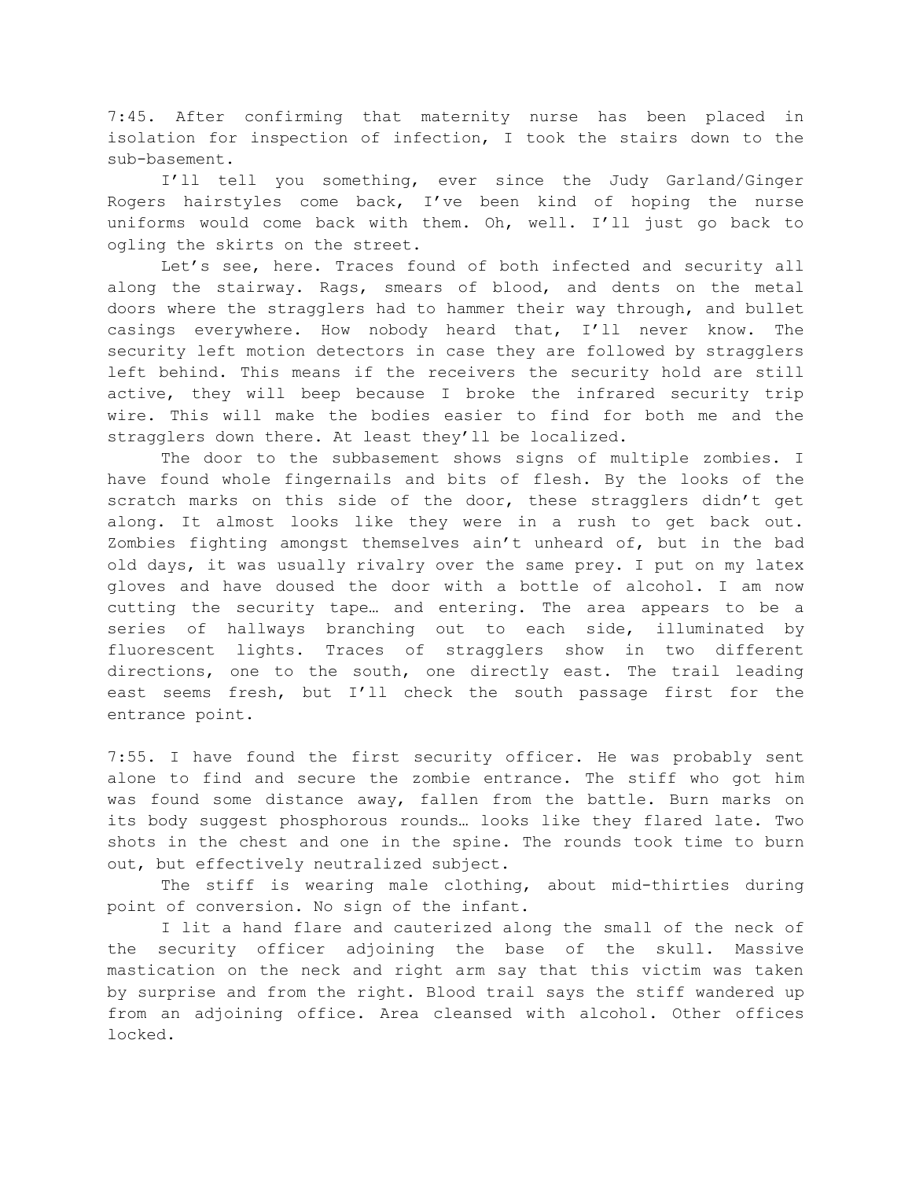7:45. After confirming that maternity nurse has been placed in isolation for inspection of infection, I took the stairs down to the sub-basement.

I'll tell you something, ever since the Judy Garland/Ginger Rogers hairstyles come back, I've been kind of hoping the nurse uniforms would come back with them. Oh, well. I'll just go back to ogling the skirts on the street.

Let's see, here. Traces found of both infected and security all along the stairway. Rags, smears of blood, and dents on the metal doors where the stragglers had to hammer their way through, and bullet casings everywhere. How nobody heard that, I'll never know. The security left motion detectors in case they are followed by stragglers left behind. This means if the receivers the security hold are still active, they will beep because I broke the infrared security trip wire. This will make the bodies easier to find for both me and the stragglers down there. At least they'll be localized.

The door to the subbasement shows signs of multiple zombies. I have found whole fingernails and bits of flesh. By the looks of the scratch marks on this side of the door, these stragglers didn't get along. It almost looks like they were in a rush to get back out. Zombies fighting amongst themselves ain't unheard of, but in the bad old days, it was usually rivalry over the same prey. I put on my latex gloves and have doused the door with a bottle of alcohol. I am now cutting the security tape… and entering. The area appears to be a series of hallways branching out to each side, illuminated by fluorescent lights. Traces of stragglers show in two different directions, one to the south, one directly east. The trail leading east seems fresh, but I'll check the south passage first for the entrance point.

7:55. I have found the first security officer. He was probably sent alone to find and secure the zombie entrance. The stiff who got him was found some distance away, fallen from the battle. Burn marks on its body suggest phosphorous rounds… looks like they flared late. Two shots in the chest and one in the spine. The rounds took time to burn out, but effectively neutralized subject.

The stiff is wearing male clothing, about mid-thirties during point of conversion. No sign of the infant.

I lit a hand flare and cauterized along the small of the neck of the security officer adjoining the base of the skull. Massive mastication on the neck and right arm say that this victim was taken by surprise and from the right. Blood trail says the stiff wandered up from an adjoining office. Area cleansed with alcohol. Other offices locked.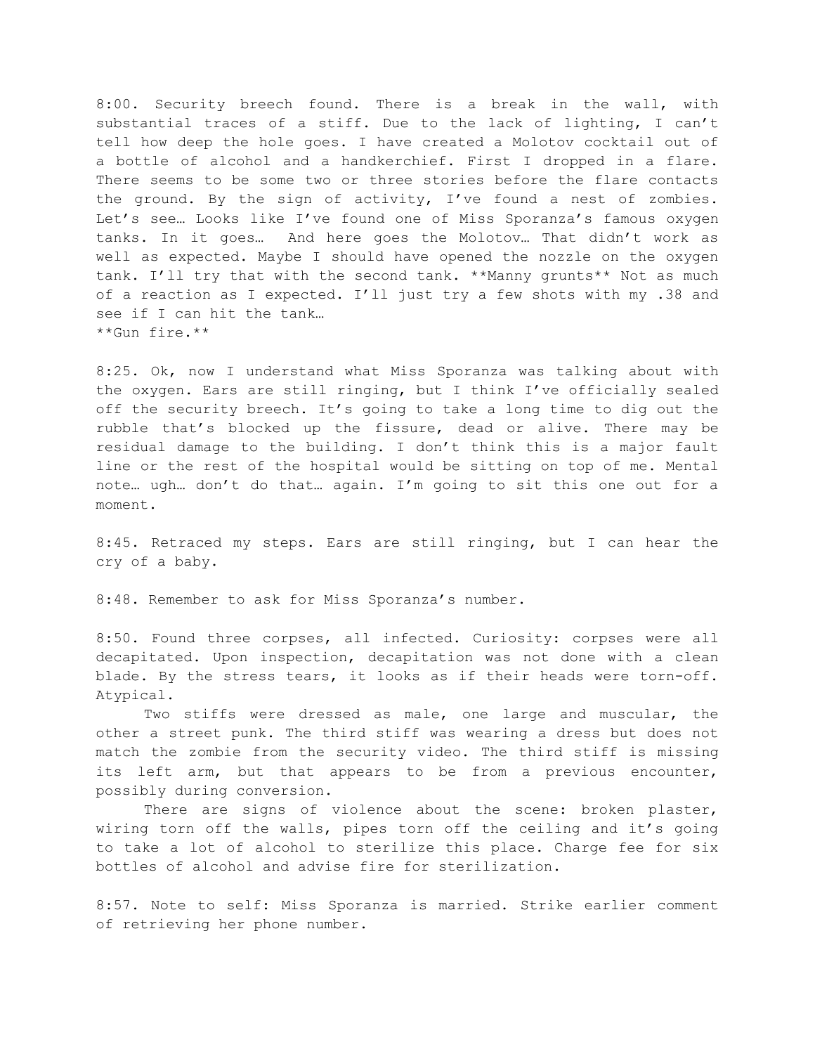8:00. Security breech found. There is a break in the wall, with substantial traces of a stiff. Due to the lack of lighting, I can't tell how deep the hole goes. I have created a Molotov cocktail out of a bottle of alcohol and a handkerchief. First I dropped in a flare. There seems to be some two or three stories before the flare contacts the ground. By the sign of activity, I've found a nest of zombies. Let's see… Looks like I've found one of Miss Sporanza's famous oxygen tanks. In it goes… And here goes the Molotov… That didn't work as well as expected. Maybe I should have opened the nozzle on the oxygen tank. I'll try that with the second tank. **Manny grunts** Not as much of a reaction as I expected. I'll just try a few shots with my .38 and see if I can hit the tank…
**Gun fire.**

8:25. Ok, now I understand what Miss Sporanza was talking about with the oxygen. Ears are still ringing, but I think I've officially sealed off the security breech. It's going to take a long time to dig out the rubble that's blocked up the fissure, dead or alive. There may be residual damage to the building. I don't think this is a major fault line or the rest of the hospital would be sitting on top of me. Mental note… ugh… don't do that… again. I'm going to sit this one out for a moment.

8:45. Retraced my steps. Ears are still ringing, but I can hear the cry of a baby.

8:48. Remember to ask for Miss Sporanza's number.

8:50. Found three corpses, all infected. Curiosity: corpses were all decapitated. Upon inspection, decapitation was not done with a clean blade. By the stress tears, it looks as if their heads were torn-off. Atypical.

Two stiffs were dressed as male, one large and muscular, the other a street punk. The third stiff was wearing a dress but does not match the zombie from the security video. The third stiff is missing its left arm, but that appears to be from a previous encounter, possibly during conversion.

There are signs of violence about the scene: broken plaster, wiring torn off the walls, pipes torn off the ceiling and it's going to take a lot of alcohol to sterilize this place. Charge fee for six bottles of alcohol and advise fire for sterilization.

8:57. Note to self: Miss Sporanza is married. Strike earlier comment of retrieving her phone number.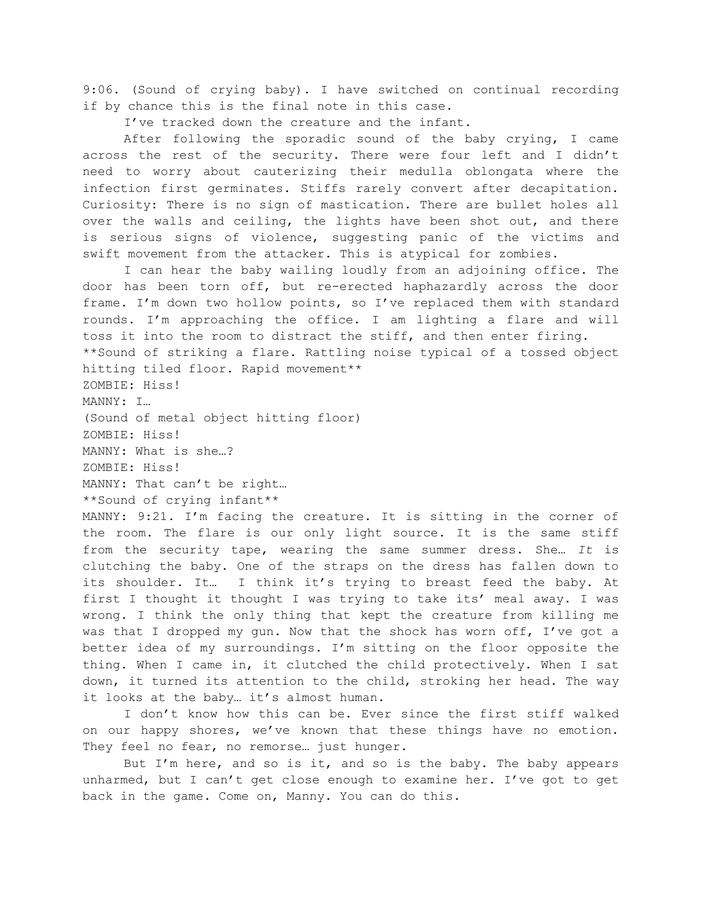9:06. (Sound of crying baby). I have switched on continual recording if by chance this is the final note in this case.

I've tracked down the creature and the infant.

After following the sporadic sound of the baby crying, I came across the rest of the security. There were four left and I didn't need to worry about cauterizing their medulla oblongata where the infection first germinates. Stiffs rarely convert after decapitation. Curiosity: There is no sign of mastication. There are bullet holes all over the walls and ceiling, the lights have been shot out, and there is serious signs of violence, suggesting panic of the victims and swift movement from the attacker. This is atypical for zombies.

I can hear the baby wailing loudly from an adjoining office. The door has been torn off, but re-erected haphazardly across the door frame. I'm down two hollow points, so I've replaced them with standard rounds. I'm approaching the office. I am lighting a flare and will toss it into the room to distract the stiff, and then enter firing.

**Sound of striking a flare. Rattling noise typical of a tossed object hitting tiled floor. Rapid movement**

ZOMBIE: Hiss!

MANNY: I…

(Sound of metal object hitting floor)

ZOMBIE: Hiss!

MANNY: What is she…?

ZOMBIE: Hiss!

MANNY: That can't be right…

**Sound of crying infant**

MANNY: 9:21. I'm facing the creature. It is sitting in the corner of the room. The flare is our only light source. It is the same stiff from the security tape, wearing the same summer dress. She… *It* is clutching the baby. One of the straps on the dress has fallen down to its shoulder. It… I think it's trying to breast feed the baby. At first I thought it thought I was trying to take its' meal away. I was wrong. I think the only thing that kept the creature from killing me was that I dropped my gun. Now that the shock has worn off, I've got a better idea of my surroundings. I'm sitting on the floor opposite the thing. When I came in, it clutched the child protectively. When I sat down, it turned its attention to the child, stroking her head. The way it looks at the baby… it's almost human.

I don't know how this can be. Ever since the first stiff walked on our happy shores, we've known that these things have no emotion. They feel no fear, no remorse… just hunger.

But I'm here, and so is it, and so is the baby. The baby appears unharmed, but I can't get close enough to examine her. I've got to get back in the game. Come on, Manny. You can do this.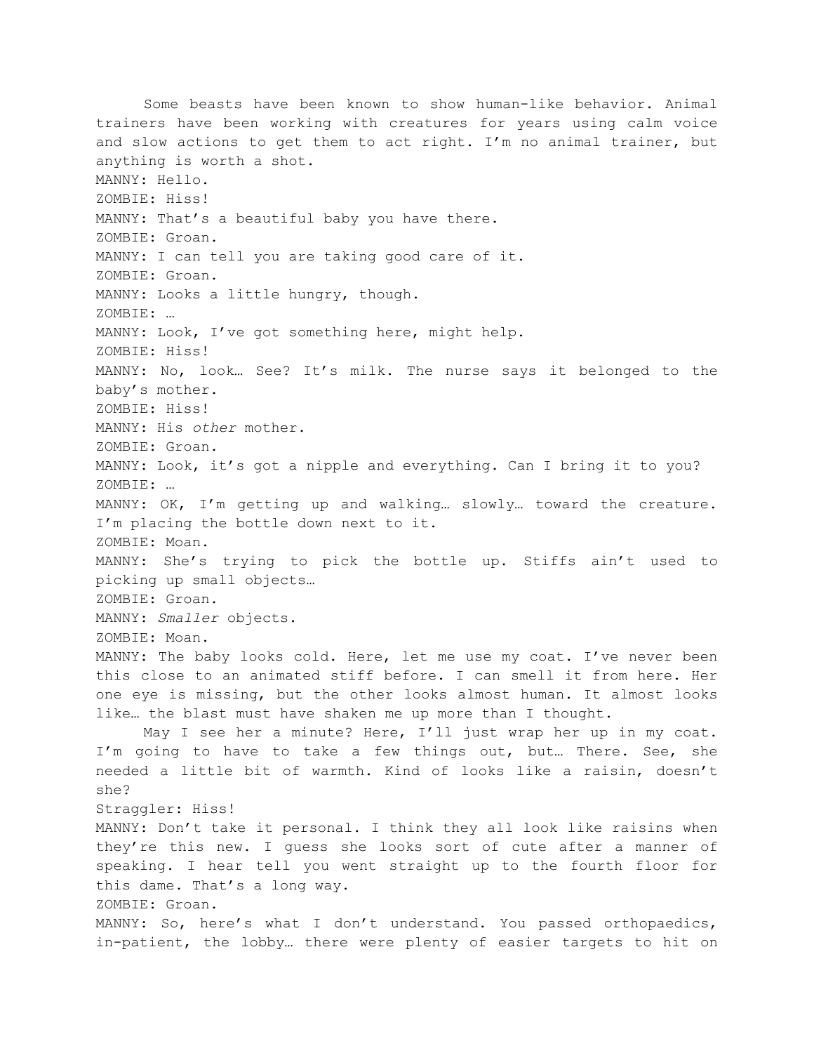Some beasts have been known to show human-like behavior. Animal trainers have been working with creatures for years using calm voice and slow actions to get them to act right. I'm no animal trainer, but anything is worth a shot.

MANNY: Hello.

ZOMBIE: Hiss!

MANNY: That's a beautiful baby you have there.

ZOMBIE: Groan.

MANNY: I can tell you are taking good care of it.

ZOMBIE: Groan.

MANNY: Looks a little hungry, though.

ZOMBIE: …

MANNY: Look, I've got something here, might help.

ZOMBIE: Hiss!

MANNY: No, look… See? It's milk. The nurse says it belonged to the baby's mother.

ZOMBIE: Hiss!

MANNY: His *other* mother.

ZOMBIE: Groan.

MANNY: Look, it's got a nipple and everything. Can I bring it to you?

ZOMBIE: …

MANNY: OK, I'm getting up and walking… slowly… toward the creature. I'm placing the bottle down next to it.

ZOMBIE: Moan.

MANNY: She's trying to pick the bottle up. Stiffs ain't used to picking up small objects…

ZOMBIE: Groan.

MANNY: *Smaller* objects.

ZOMBIE: Moan.

MANNY: The baby looks cold. Here, let me use my coat. I've never been this close to an animated stiff before. I can smell it from here. Her one eye is missing, but the other looks almost human. It almost looks like… the blast must have shaken me up more than I thought.

May I see her a minute? Here, I'll just wrap her up in my coat. I'm going to have to take a few things out, but… There. See, she needed a little bit of warmth. Kind of looks like a raisin, doesn't she?

Straggler: Hiss!

MANNY: Don't take it personal. I think they all look like raisins when they're this new. I guess she looks sort of cute after a manner of speaking. I hear tell you went straight up to the fourth floor for this dame. That's a long way.

ZOMBIE: Groan.

MANNY: So, here's what I don't understand. You passed orthopaedics, in-patient, the lobby… there were plenty of easier targets to hit on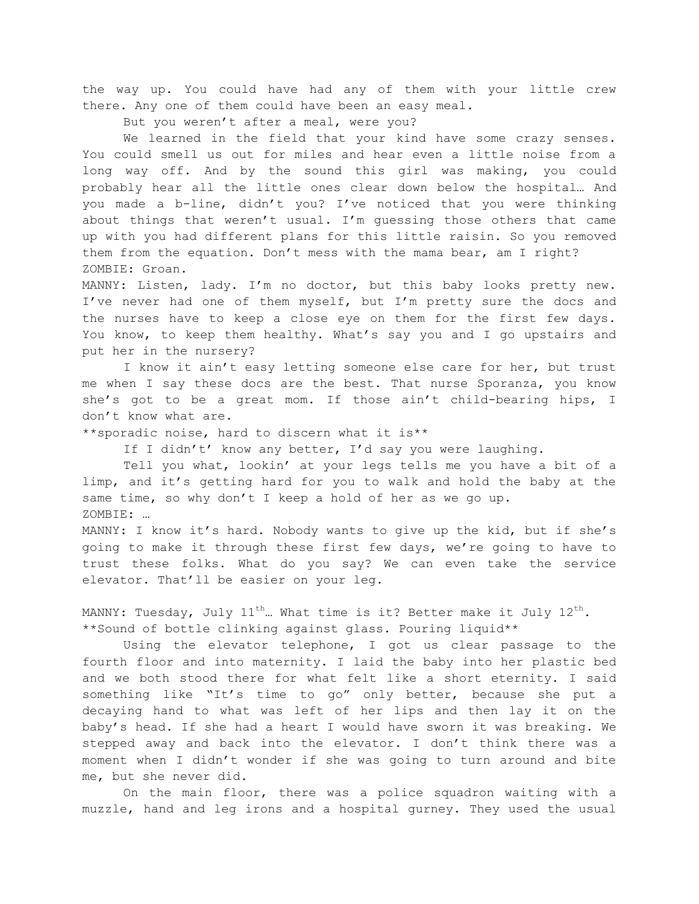the way up. You could have had any of them with your little crew there. Any one of them could have been an easy meal.

But you weren't after a meal, were you?

We learned in the field that your kind have some crazy senses. You could smell us out for miles and hear even a little noise from a long way off. And by the sound this girl was making, you could probably hear all the little ones clear down below the hospital… And you made a b-line, didn't you? I've noticed that you were thinking about things that weren't usual. I'm guessing those others that came up with you had different plans for this little raisin. So you removed them from the equation. Don't mess with the mama bear, am I right?

ZOMBIE: Groan.

MANNY: Listen, lady. I'm no doctor, but this baby looks pretty new. I've never had one of them myself, but I'm pretty sure the docs and the nurses have to keep a close eye on them for the first few days. You know, to keep them healthy. What's say you and I go upstairs and put her in the nursery?

I know it ain't easy letting someone else care for her, but trust me when I say these docs are the best. That nurse Sporanza, you know she's got to be a great mom. If those ain't child-bearing hips, I don't know what are.

**sporadic noise, hard to discern what it is**

If I didn't' know any better, I'd say you were laughing.

Tell you what, lookin' at your legs tells me you have a bit of a limp, and it's getting hard for you to walk and hold the baby at the same time, so why don't I keep a hold of her as we go up.

ZOMBIE: …

MANNY: I know it's hard. Nobody wants to give up the kid, but if she's going to make it through these first few days, we're going to have to trust these folks. What do you say? We can even take the service elevator. That'll be easier on your leg.

MANNY: Tuesday, July 11th… What time is it? Better make it July 12th.

**Sound of bottle clinking against glass. Pouring liquid**

Using the elevator telephone, I got us clear passage to the fourth floor and into maternity. I laid the baby into her plastic bed and we both stood there for what felt like a short eternity. I said something like "It's time to go" only better, because she put a decaying hand to what was left of her lips and then lay it on the baby's head. If she had a heart I would have sworn it was breaking. We stepped away and back into the elevator. I don't think there was a moment when I didn't wonder if she was going to turn around and bite me, but she never did.

On the main floor, there was a police squadron waiting with a muzzle, hand and leg irons and a hospital gurney. They used the usual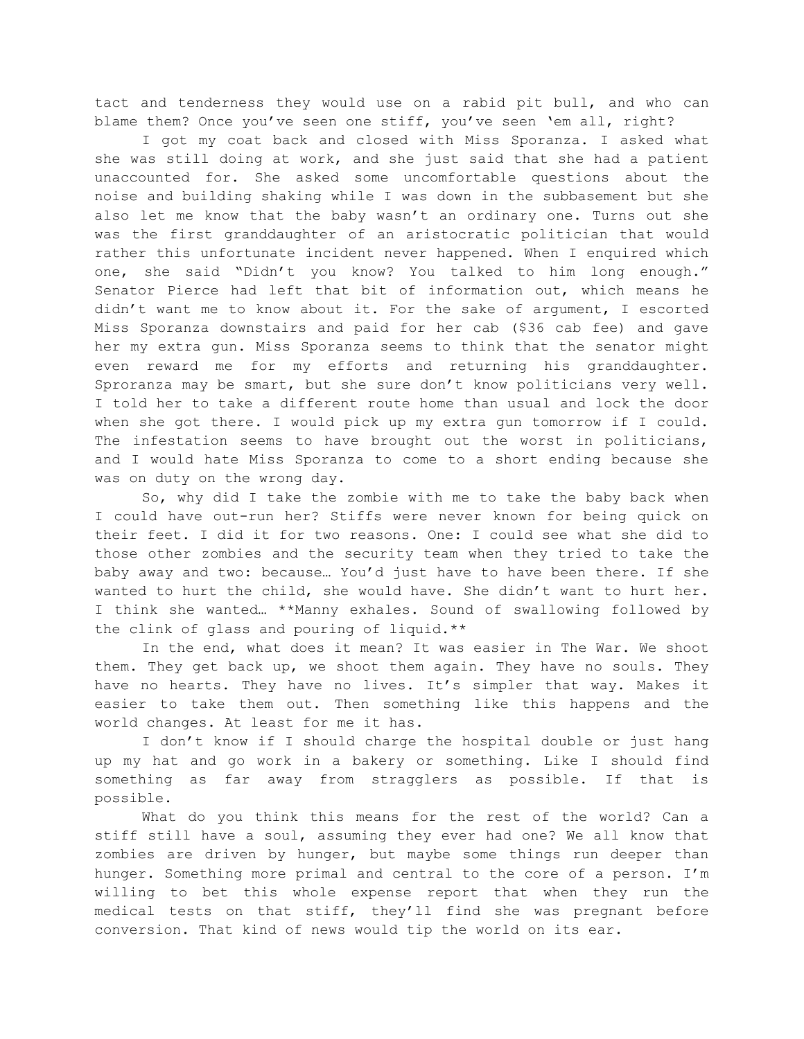tact and tenderness they would use on a rabid pit bull, and who can blame them? Once you've seen one stiff, you've seen 'em all, right?

I got my coat back and closed with Miss Sporanza. I asked what she was still doing at work, and she just said that she had a patient unaccounted for. She asked some uncomfortable questions about the noise and building shaking while I was down in the subbasement but she also let me know that the baby wasn't an ordinary one. Turns out she was the first granddaughter of an aristocratic politician that would rather this unfortunate incident never happened. When I enquired which one, she said "Didn't you know? You talked to him long enough." Senator Pierce had left that bit of information out, which means he didn't want me to know about it. For the sake of argument, I escorted Miss Sporanza downstairs and paid for her cab ($36 cab fee) and gave her my extra gun. Miss Sporanza seems to think that the senator might even reward me for my efforts and returning his granddaughter. Sproranza may be smart, but she sure don't know politicians very well. I told her to take a different route home than usual and lock the door when she got there. I would pick up my extra gun tomorrow if I could. The infestation seems to have brought out the worst in politicians, and I would hate Miss Sporanza to come to a short ending because she was on duty on the wrong day.

So, why did I take the zombie with me to take the baby back when I could have out-run her? Stiffs were never known for being quick on their feet. I did it for two reasons. One: I could see what she did to those other zombies and the security team when they tried to take the baby away and two: because… You'd just have to have been there. If she wanted to hurt the child, she would have. She didn't want to hurt her. I think she wanted… **Manny exhales. Sound of swallowing followed by the clink of glass and pouring of liquid.**

In the end, what does it mean? It was easier in The War. We shoot them. They get back up, we shoot them again. They have no souls. They have no hearts. They have no lives. It's simpler that way. Makes it easier to take them out. Then something like this happens and the world changes. At least for me it has.

I don't know if I should charge the hospital double or just hang up my hat and go work in a bakery or something. Like I should find something as far away from stragglers as possible. If that is possible.

What do you think this means for the rest of the world? Can a stiff still have a soul, assuming they ever had one? We all know that zombies are driven by hunger, but maybe some things run deeper than hunger. Something more primal and central to the core of a person. I'm willing to bet this whole expense report that when they run the medical tests on that stiff, they'll find she was pregnant before conversion. That kind of news would tip the world on its ear.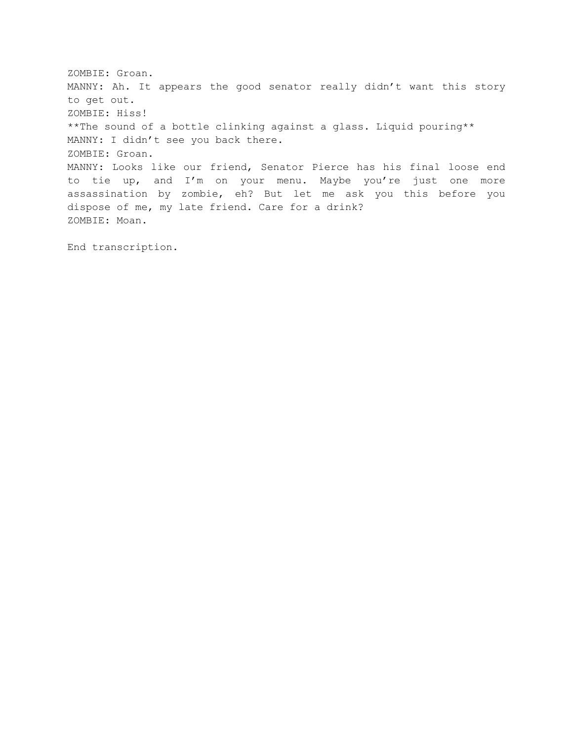ZOMBIE: Groan.

MANNY: Ah. It appears the good senator really didn't want this story to get out.

ZOMBIE: Hiss!

**The sound of a bottle clinking against a glass. Liquid pouring**

MANNY: I didn't see you back there.

ZOMBIE: Groan.

MANNY: Looks like our friend, Senator Pierce has his final loose end to tie up, and I'm on your menu. Maybe you're just one more assassination by zombie, eh? But let me ask you this before you dispose of me, my late friend. Care for a drink?

ZOMBIE: Moan.

End transcription.